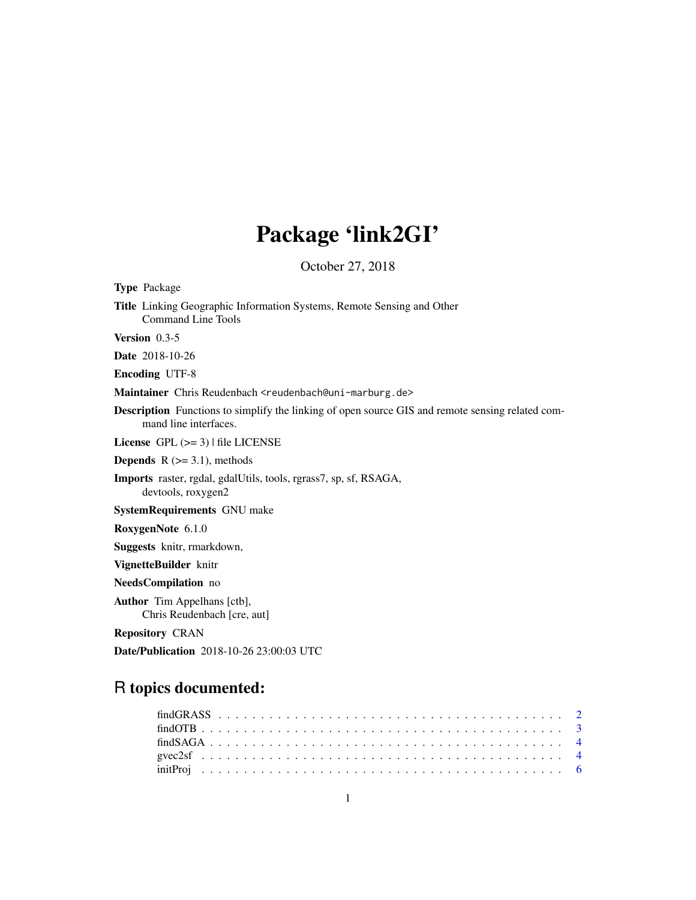# Package 'link2GI'

October 27, 2018

**Type** Package

**Title** Linking Geographic Information Systems, Remote Sensing and Other Command Line Tools

**Version** 0.3-5

**Date** 2018-10-26

**Encoding** UTF-8

**Maintainer** Chris Reudenbach <reudenbach@uni-marburg.de>

**Description** Functions to simplify the linking of open source GIS and remote sensing related command line interfaces.

**License** GPL (>= 3) | file LICENSE

**Depends** R (>= 3.1), methods

**Imports** raster, rgdal, gdalUtils, tools, rgrass7, sp, sf, RSAGA, devtools, roxygen2

**SystemRequirements** GNU make

**RoxygenNote** 6.1.0

**Suggests** knitr, rmarkdown,

**VignetteBuilder** knitr

**NeedsCompilation** no

**Author** Tim Appelhans [ctb], Chris Reudenbach [cre, aut]

**Repository** CRAN

**Date/Publication** 2018-10-26 23:00:03 UTC

## R topics documented:

findGRASS . . . . . . . . . . . . . . . . . . . . . . . . . . . . . . . . . . . . . . . 2
findOTB . . . . . . . . . . . . . . . . . . . . . . . . . . . . . . . . . . . . . . . . 3
findSAGA . . . . . . . . . . . . . . . . . . . . . . . . . . . . . . . . . . . . . . . 4
gvec2sf . . . . . . . . . . . . . . . . . . . . . . . . . . . . . . . . . . . . . . . . 4
initProj . . . . . . . . . . . . . . . . . . . . . . . . . . . . . . . . . . . . . . . . 6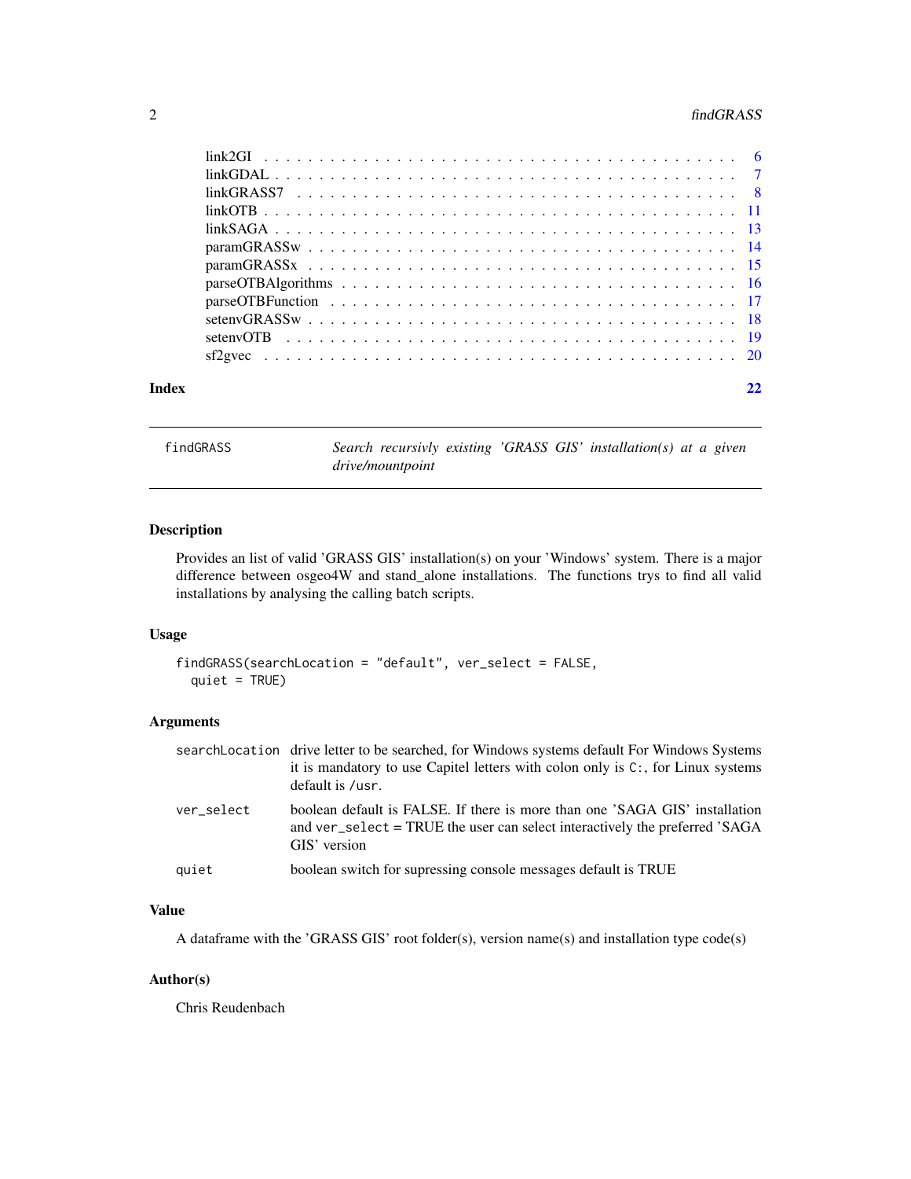| | |
|---|---|
| link2GI | 6 |
| linkGDAL | 7 |
| linkGRASS7 | 8 |
| linkOTB | 11 |
| linkSAGA | 13 |
| paramGRASSw | 14 |
| paramGRASSx | 15 |
| parseOTBAlgorithms | 16 |
| parseOTBFunction | 17 |
| setenvGRASSw | 18 |
| setenvOTB | 19 |
| sf2gvec | 20 |

**Index** **22**

---

`findGRASS` *Search recursivly existing 'GRASS GIS' installation(s) at a given drive/mountpoint*

---

## Description

Provides an list of valid 'GRASS GIS' installation(s) on your 'Windows' system. There is a major difference between osgeo4W and stand_alone installations. The functions trys to find all valid installations by analysing the calling batch scripts.

## Usage

```
findGRASS(searchLocation = "default", ver_select = FALSE,
  quiet = TRUE)
```

## Arguments

| | |
|---|---|
| `searchLocation` | drive letter to be searched, for Windows systems default For Windows Systems it is mandatory to use Capitel letters with colon only is `C:`, for Linux systems default is `/usr`. |
| `ver_select` | boolean default is FALSE. If there is more than one 'SAGA GIS' installation and `ver_select` = TRUE the user can select interactively the preferred 'SAGA GIS' version |
| `quiet` | boolean switch for supressing console messages default is TRUE |

## Value

A dataframe with the 'GRASS GIS' root folder(s), version name(s) and installation type code(s)

## Author(s)

Chris Reudenbach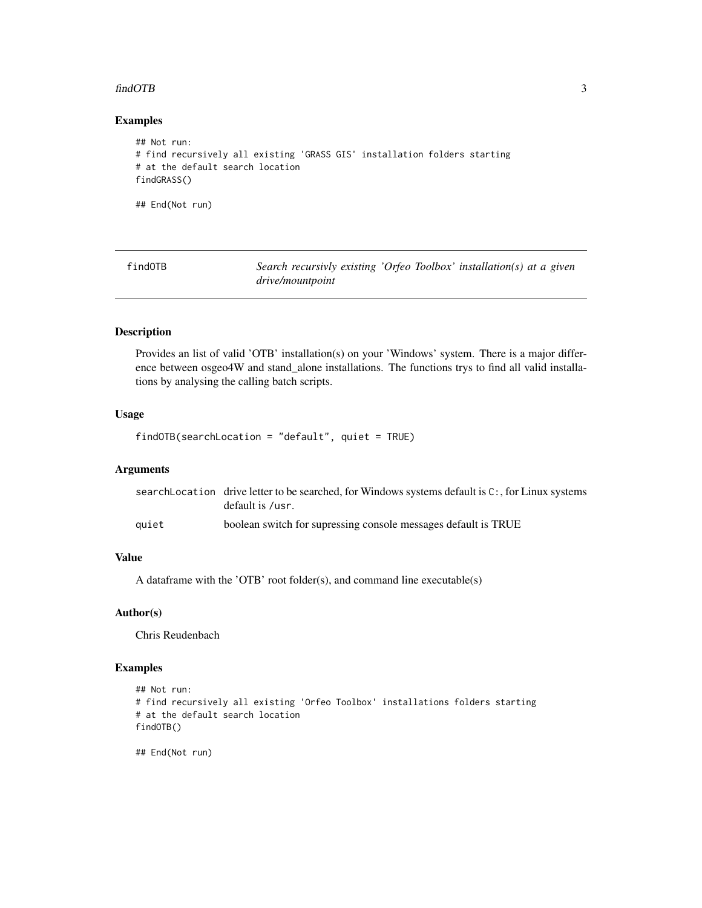## Examples

```
## Not run:
# find recursively all existing 'GRASS GIS' installation folders starting
# at the default search location
findGRASS()

## End(Not run)
```

---

## findOTB — *Search recursivly existing 'Orfeo Toolbox' installation(s) at a given drive/mountpoint*

---

### Description

Provides an list of valid 'OTB' installation(s) on your 'Windows' system. There is a major difference between osgeo4W and stand_alone installations. The functions trys to find all valid installations by analysing the calling batch scripts.

### Usage

```
findOTB(searchLocation = "default", quiet = TRUE)
```

### Arguments

| | |
|---|---|
| `searchLocation` | drive letter to be searched, for Windows systems default is `C:`, for Linux systems default is `/usr`. |
| `quiet` | boolean switch for supressing console messages default is TRUE |

### Value

A dataframe with the 'OTB' root folder(s), and command line executable(s)

### Author(s)

Chris Reudenbach

### Examples

```
## Not run:
# find recursively all existing 'Orfeo Toolbox' installations folders starting
# at the default search location
findOTB()

## End(Not run)
```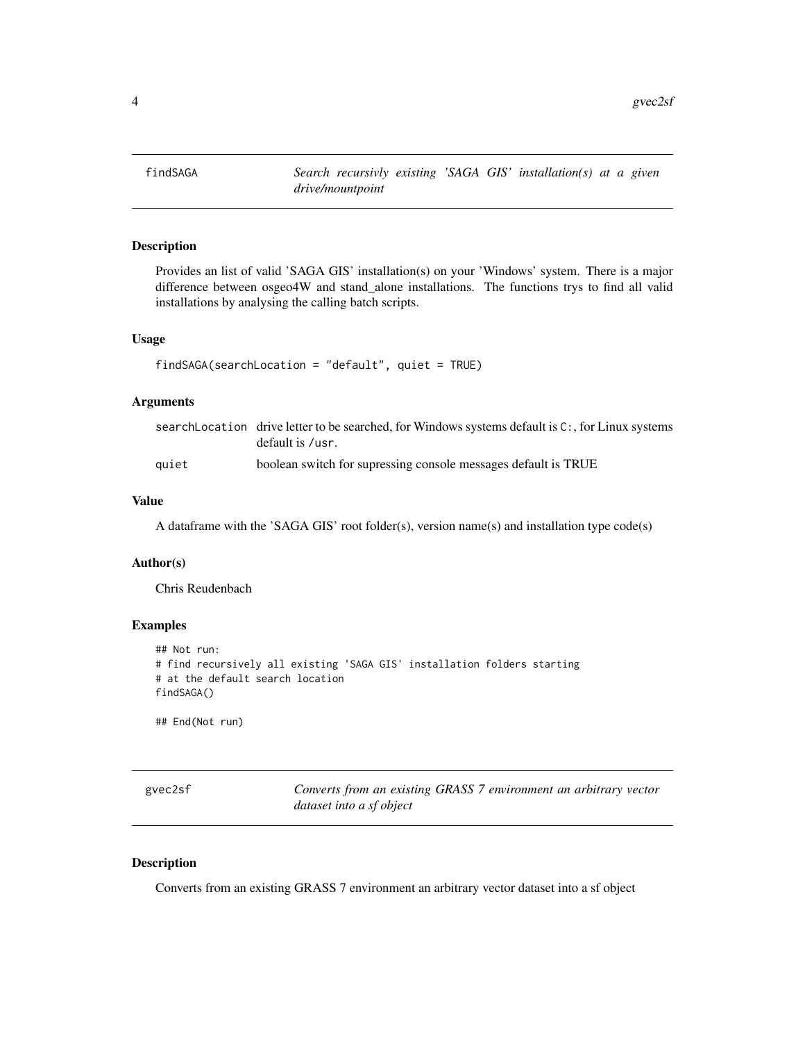## findSAGA

*Search recursivly existing 'SAGA GIS' installation(s) at a given drive/mountpoint*

### Description

Provides an list of valid 'SAGA GIS' installation(s) on your 'Windows' system. There is a major difference between osgeo4W and stand_alone installations. The functions trys to find all valid installations by analysing the calling batch scripts.

### Usage

```
findSAGA(searchLocation = "default", quiet = TRUE)
```

### Arguments

| | |
|---|---|
| searchLocation | drive letter to be searched, for Windows systems default is `C:`, for Linux systems default is `/usr`. |
| quiet | boolean switch for supressing console messages default is TRUE |

### Value

A dataframe with the 'SAGA GIS' root folder(s), version name(s) and installation type code(s)

### Author(s)

Chris Reudenbach

### Examples

```
## Not run:
# find recursively all existing 'SAGA GIS' installation folders starting
# at the default search location
findSAGA()

## End(Not run)
```

## gvec2sf

*Converts from an existing GRASS 7 environment an arbitrary vector dataset into a sf object*

### Description

Converts from an existing GRASS 7 environment an arbitrary vector dataset into a sf object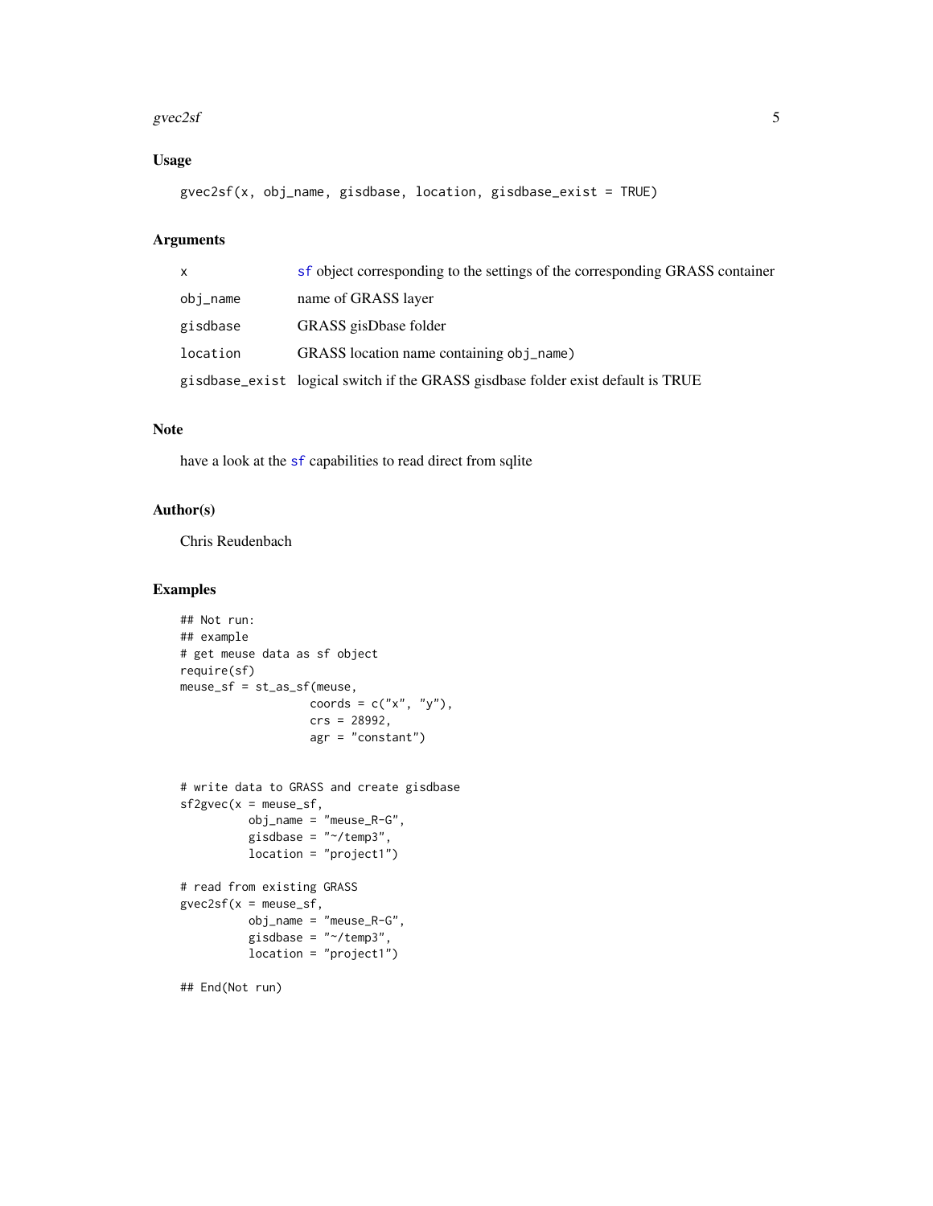## Usage

```
gvec2sf(x, obj_name, gisdbase, location, gisdbase_exist = TRUE)
```

## Arguments

| | |
|---|---|
| x | sf object corresponding to the settings of the corresponding GRASS container |
| obj_name | name of GRASS layer |
| gisdbase | GRASS gisDbase folder |
| location | GRASS location name containing obj_name) |
| gisdbase_exist | logical switch if the GRASS gisdbase folder exist default is TRUE |

## Note

have a look at the sf capabilities to read direct from sqlite

## Author(s)

Chris Reudenbach

## Examples

```
## Not run:
## example
# get meuse data as sf object
require(sf)
meuse_sf = st_as_sf(meuse,
                    coords = c("x", "y"),
                    crs = 28992,
                    agr = "constant")


# write data to GRASS and create gisdbase
sf2gvec(x = meuse_sf,
          obj_name = "meuse_R-G",
          gisdbase = "~/temp3",
          location = "project1")

# read from existing GRASS
gvec2sf(x = meuse_sf,
          obj_name = "meuse_R-G",
          gisdbase = "~/temp3",
          location = "project1")

## End(Not run)
```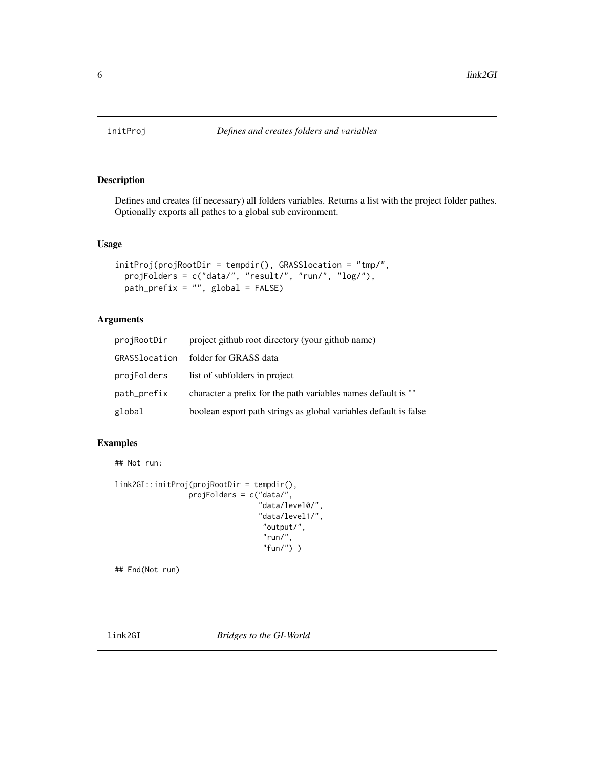initProj — *Defines and creates folders and variables*

### Description

Defines and creates (if necessary) all folders variables. Returns a list with the project folder pathes. Optionally exports all pathes to a global sub environment.

### Usage

```
initProj(projRootDir = tempdir(), GRASSlocation = "tmp/",
  projFolders = c("data/", "result/", "run/", "log/"),
  path_prefix = "", global = FALSE)
```

### Arguments

| | |
|---|---|
| projRootDir | project github root directory (your github name) |
| GRASSlocation | folder for GRASS data |
| projFolders | list of subfolders in project |
| path_prefix | character a prefix for the path variables names default is "" |
| global | boolean esport path strings as global variables default is false |

### Examples

```
## Not run:

link2GI::initProj(projRootDir = tempdir(),
                projFolders = c("data/",
                               "data/level0/",
                               "data/level1/",
                                "output/",
                                "run/",
                                "fun/") )

## End(Not run)
```

link2GI — *Bridges to the GI-World*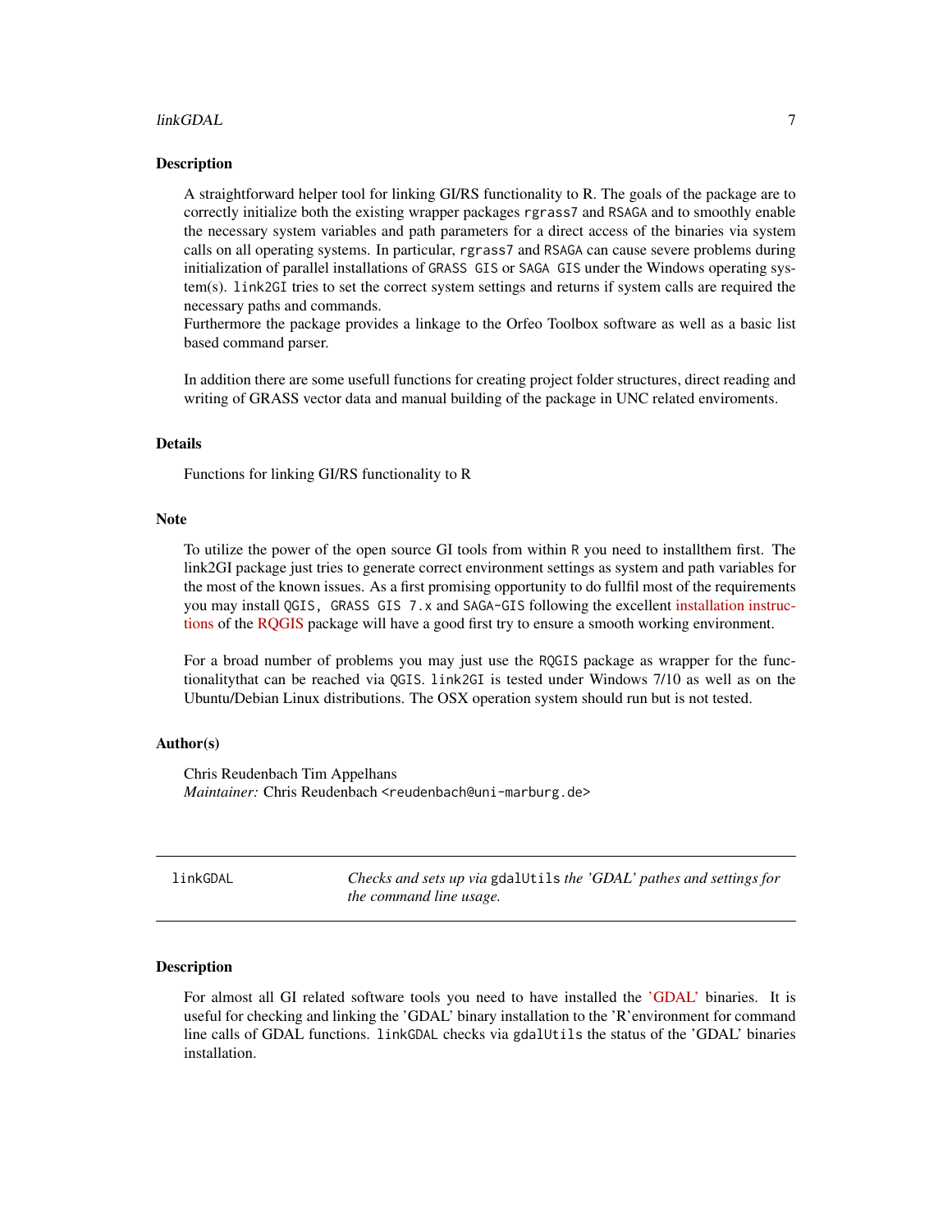### Description

A straightforward helper tool for linking GI/RS functionality to R. The goals of the package are to correctly initialize both the existing wrapper packages `rgrass7` and `RSAGA` and to smoothly enable the necessary system variables and path parameters for a direct access of the binaries via system calls on all operating systems. In particular, `rgrass7` and `RSAGA` can cause severe problems during initialization of parallel installations of `GRASS GIS` or `SAGA GIS` under the Windows operating system(s). `link2GI` tries to set the correct system settings and returns if system calls are required the necessary paths and commands.
Furthermore the package provides a linkage to the Orfeo Toolbox software as well as a basic list based command parser.

In addition there are some usefull functions for creating project folder structures, direct reading and writing of GRASS vector data and manual building of the package in UNC related enviroments.

### Details

Functions for linking GI/RS functionality to R

### Note

To utilize the power of the open source GI tools from within `R` you need to installthem first. The link2GI package just tries to generate correct environment settings as system and path variables for the most of the known issues. As a first promising opportunity to do fullfil most of the requirements you may install `QGIS, GRASS GIS 7.x` and `SAGA-GIS` following the excellent installation instructions of the RQGIS package will have a good first try to ensure a smooth working environment.

For a broad number of problems you may just use the `RQGIS` package as wrapper for the functionalitythat can be reached via `QGIS`. `link2GI` is tested under Windows 7/10 as well as on the Ubuntu/Debian Linux distributions. The OSX operation system should run but is not tested.

### Author(s)

Chris Reudenbach Tim Appelhans
*Maintainer:* Chris Reudenbach `<reudenbach@uni-marburg.de>`

---

## linkGDAL — *Checks and sets up via* `gdalUtils` *the 'GDAL' pathes and settings for the command line usage.*

---

### Description

For almost all GI related software tools you need to have installed the 'GDAL' binaries. It is useful for checking and linking the 'GDAL' binary installation to the 'R'environment for command line calls of GDAL functions. `linkGDAL` checks via `gdalUtils` the status of the 'GDAL' binaries installation.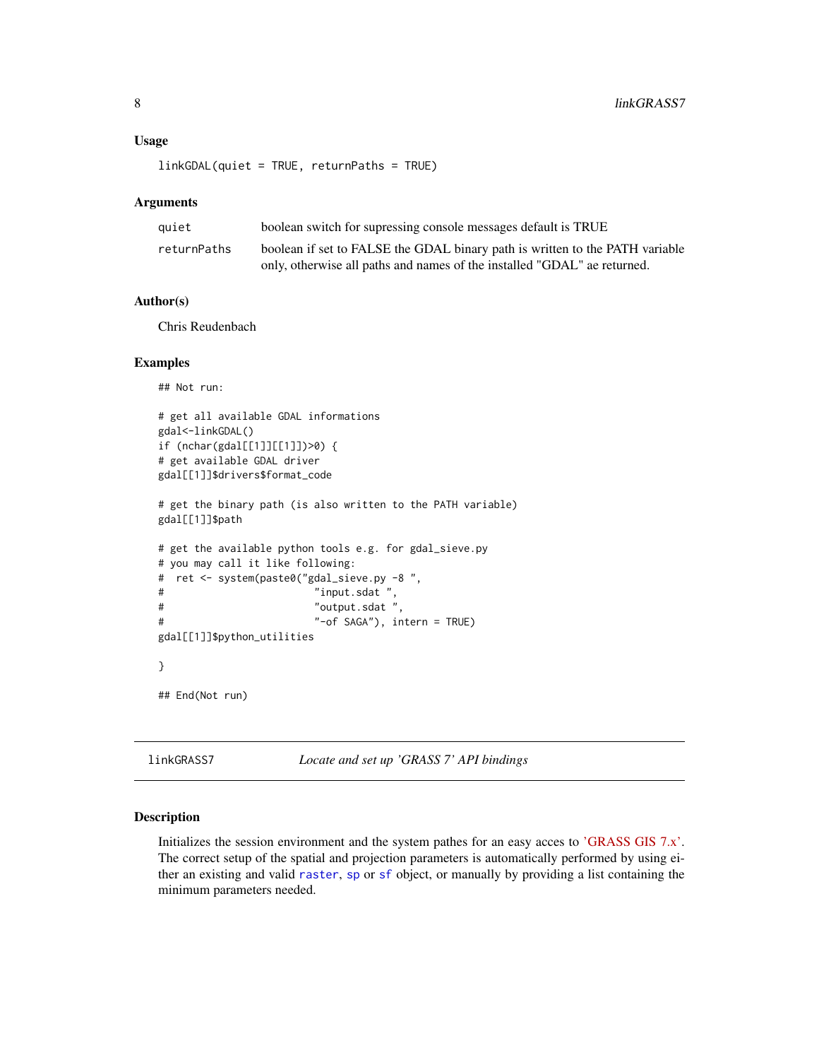### Usage

```
linkGDAL(quiet = TRUE, returnPaths = TRUE)
```

### Arguments

| | |
|---|---|
| quiet | boolean switch for supressing console messages default is TRUE |
| returnPaths | boolean if set to FALSE the GDAL binary path is written to the PATH variable only, otherwise all paths and names of the installed "GDAL" ae returned. |

### Author(s)

Chris Reudenbach

### Examples

```
## Not run:

# get all available GDAL informations
gdal<-linkGDAL()
if (nchar(gdal[[1]][[1]])>0) {
# get available GDAL driver
gdal[[1]]$drivers$format_code

# get the binary path (is also written to the PATH variable)
gdal[[1]]$path

# get the available python tools e.g. for gdal_sieve.py
# you may call it like following:
#  ret <- system(paste0("gdal_sieve.py -8 ",
#                        "input.sdat ",
#                        "output.sdat ",
#                        "-of SAGA"), intern = TRUE)
gdal[[1]]$python_utilities

}

## End(Not run)
```

---

## linkGRASS7 &nbsp;&nbsp;&nbsp; *Locate and set up 'GRASS 7' API bindings*

### Description

Initializes the session environment and the system pathes for an easy acces to 'GRASS GIS 7.x'. The correct setup of the spatial and projection parameters is automatically performed by using either an existing and valid `raster`, `sp` or `sf` object, or manually by providing a list containing the minimum parameters needed.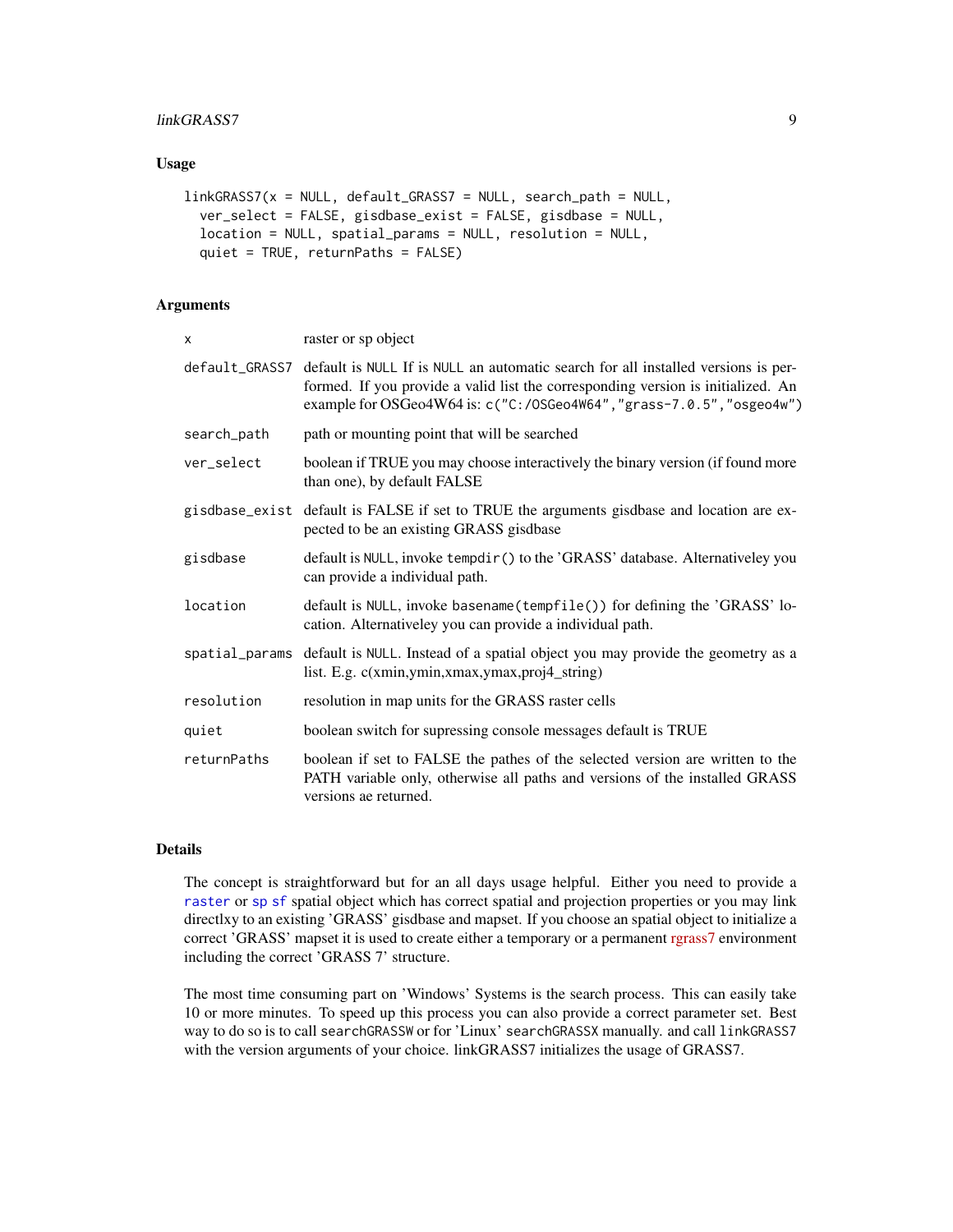### Usage

```
linkGRASS7(x = NULL, default_GRASS7 = NULL, search_path = NULL,
  ver_select = FALSE, gisdbase_exist = FALSE, gisdbase = NULL,
  location = NULL, spatial_params = NULL, resolution = NULL,
  quiet = TRUE, returnPaths = FALSE)
```

### Arguments

| | |
|---|---|
| `x` | raster or sp object |
| `default_GRASS7` | default is `NULL` If is `NULL` an automatic search for all installed versions is performed. If you provide a valid list the corresponding version is initialized. An example for OSGeo4W64 is: `c("C:/OSGeo4W64","grass-7.0.5","osgeo4w")` |
| `search_path` | path or mounting point that will be searched |
| `ver_select` | boolean if TRUE you may choose interactively the binary version (if found more than one), by default FALSE |
| `gisdbase_exist` | default is FALSE if set to TRUE the arguments gisdbase and location are expected to be an existing GRASS gisdbase |
| `gisdbase` | default is `NULL`, invoke `tempdir()` to the 'GRASS' database. Alternativeley you can provide a individual path. |
| `location` | default is `NULL`, invoke `basename(tempfile())` for defining the 'GRASS' location. Alternativeley you can provide a individual path. |
| `spatial_params` | default is `NULL`. Instead of a spatial object you may provide the geometry as a list. E.g. c(xmin,ymin,xmax,ymax,proj4_string) |
| `resolution` | resolution in map units for the GRASS raster cells |
| `quiet` | boolean switch for supressing console messages default is TRUE |
| `returnPaths` | boolean if set to FALSE the pathes of the selected version are written to the PATH variable only, otherwise all paths and versions of the installed GRASS versions ae returned. |

### Details

The concept is straightforward but for an all days usage helpful. Either you need to provide a `raster` or `sp` `sf` spatial object which has correct spatial and projection properties or you may link directlxy to an existing 'GRASS' gisdbase and mapset. If you choose an spatial object to initialize a correct 'GRASS' mapset it is used to create either a temporary or a permanent rgrass7 environment including the correct 'GRASS 7' structure.

The most time consuming part on 'Windows' Systems is the search process. This can easily take 10 or more minutes. To speed up this process you can also provide a correct parameter set. Best way to do so is to call `searchGRASSW` or for 'Linux' `searchGRASSX` manually. and call `linkGRASS7` with the version arguments of your choice. linkGRASS7 initializes the usage of GRASS7.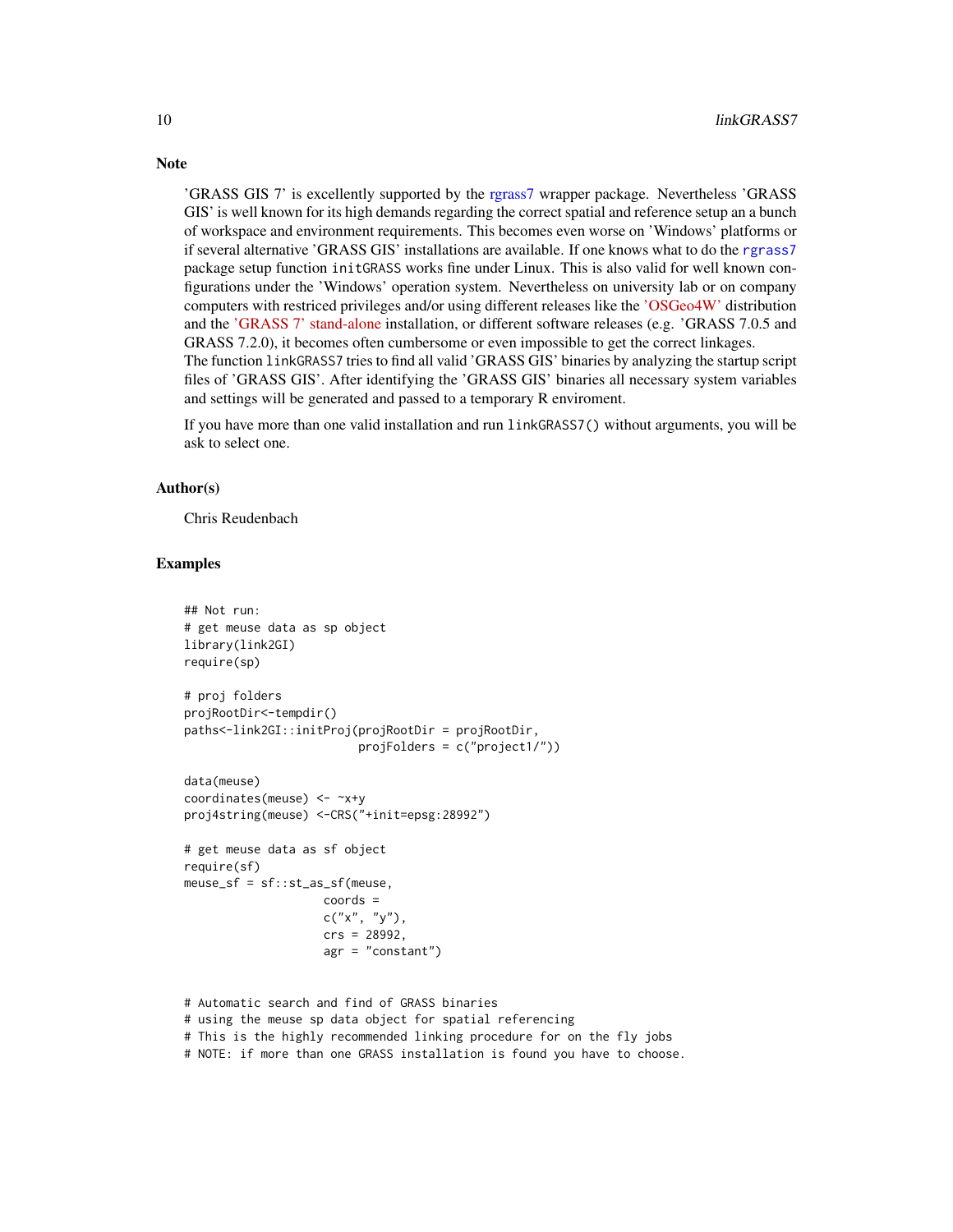## Note

'GRASS GIS 7' is excellently supported by the rgrass7 wrapper package. Nevertheless 'GRASS GIS' is well known for its high demands regarding the correct spatial and reference setup an a bunch of workspace and environment requirements. This becomes even worse on 'Windows' platforms or if several alternative 'GRASS GIS' installations are available. If one knows what to do the `rgrass7` package setup function `initGRASS` works fine under Linux. This is also valid for well known configurations under the 'Windows' operation system. Nevertheless on university lab or on company computers with restriced privileges and/or using different releases like the 'OSGeo4W' distribution and the 'GRASS 7' stand-alone installation, or different software releases (e.g. 'GRASS 7.0.5 and GRASS 7.2.0), it becomes often cumbersome or even impossible to get the correct linkages.
The function `linkGRASS7` tries to find all valid 'GRASS GIS' binaries by analyzing the startup script files of 'GRASS GIS'. After identifying the 'GRASS GIS' binaries all necessary system variables and settings will be generated and passed to a temporary R enviroment.

If you have more than one valid installation and run `linkGRASS7()` without arguments, you will be ask to select one.

## Author(s)

Chris Reudenbach

## Examples

```
## Not run:
# get meuse data as sp object
library(link2GI)
require(sp)

# proj folders
projRootDir<-tempdir()
paths<-link2GI::initProj(projRootDir = projRootDir,
                         projFolders = c("project1/"))

data(meuse)
coordinates(meuse) <- ~x+y
proj4string(meuse) <-CRS("+init=epsg:28992")

# get meuse data as sf object
require(sf)
meuse_sf = sf::st_as_sf(meuse,
                    coords =
                    c("x", "y"),
                    crs = 28992,
                    agr = "constant")


# Automatic search and find of GRASS binaries
# using the meuse sp data object for spatial referencing
# This is the highly recommended linking procedure for on the fly jobs
# NOTE: if more than one GRASS installation is found you have to choose.
```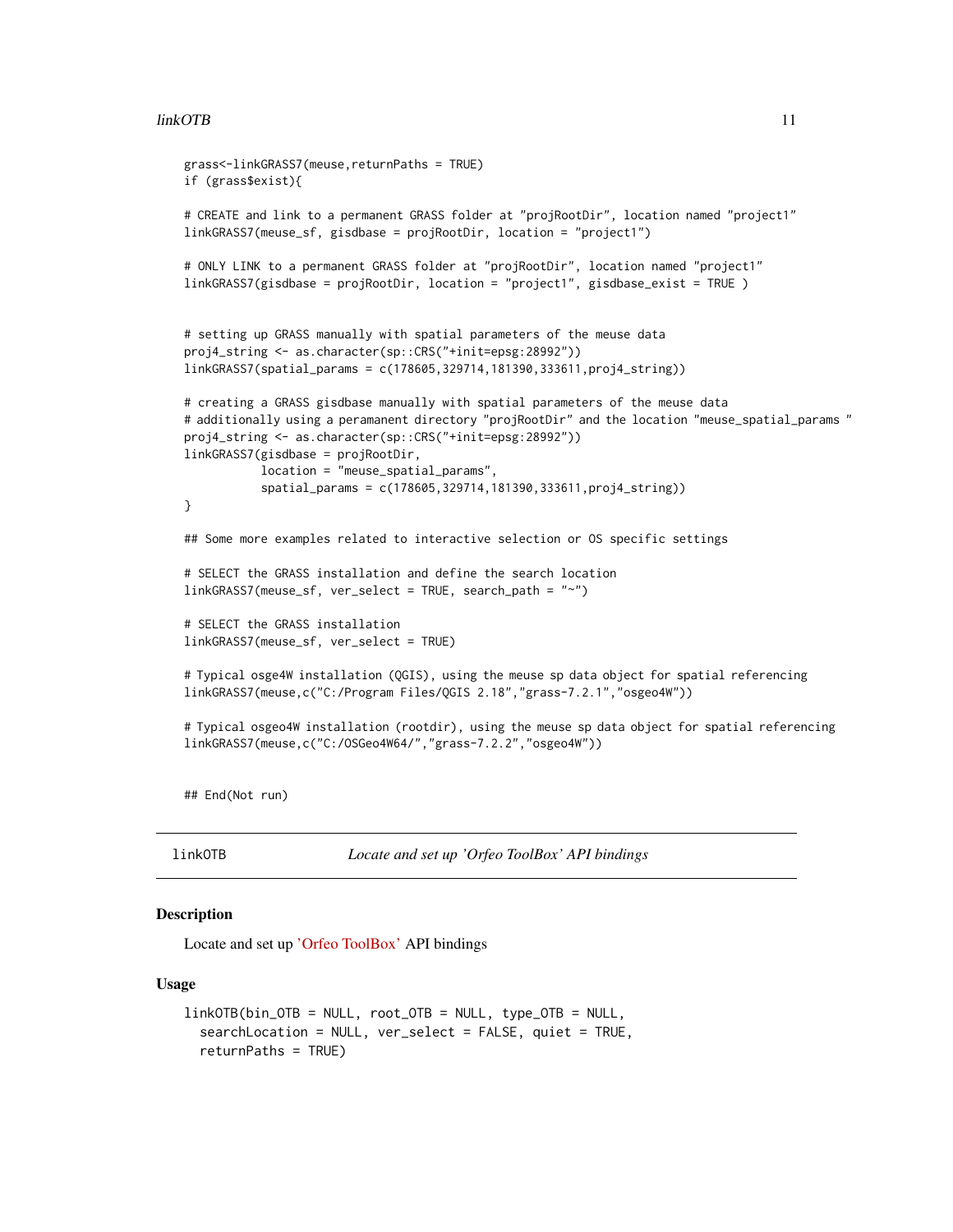```
grass<-linkGRASS7(meuse,returnPaths = TRUE)
if (grass$exist){

# CREATE and link to a permanent GRASS folder at "projRootDir", location named "project1"
linkGRASS7(meuse_sf, gisdbase = projRootDir, location = "project1")

# ONLY LINK to a permanent GRASS folder at "projRootDir", location named "project1"
linkGRASS7(gisdbase = projRootDir, location = "project1", gisdbase_exist = TRUE )


# setting up GRASS manually with spatial parameters of the meuse data
proj4_string <- as.character(sp::CRS("+init=epsg:28992"))
linkGRASS7(spatial_params = c(178605,329714,181390,333611,proj4_string))

# creating a GRASS gisdbase manually with spatial parameters of the meuse data
# additionally using a peramanent directory "projRootDir" and the location "meuse_spatial_params "
proj4_string <- as.character(sp::CRS("+init=epsg:28992"))
linkGRASS7(gisdbase = projRootDir,
           location = "meuse_spatial_params",
           spatial_params = c(178605,329714,181390,333611,proj4_string))
}

## Some more examples related to interactive selection or OS specific settings

# SELECT the GRASS installation and define the search location
linkGRASS7(meuse_sf, ver_select = TRUE, search_path = "~")

# SELECT the GRASS installation
linkGRASS7(meuse_sf, ver_select = TRUE)

# Typical osge4W installation (QGIS), using the meuse sp data object for spatial referencing
linkGRASS7(meuse,c("C:/Program Files/QGIS 2.18","grass-7.2.1","osgeo4W"))

# Typical osgeo4W installation (rootdir), using the meuse sp data object for spatial referencing
linkGRASS7(meuse,c("C:/OSGeo4W64/","grass-7.2.2","osgeo4W"))


## End(Not run)
```

## linkOTB    *Locate and set up 'Orfeo ToolBox' API bindings*

### Description

Locate and set up 'Orfeo ToolBox' API bindings

### Usage

```
linkOTB(bin_OTB = NULL, root_OTB = NULL, type_OTB = NULL,
  searchLocation = NULL, ver_select = FALSE, quiet = TRUE,
  returnPaths = TRUE)
```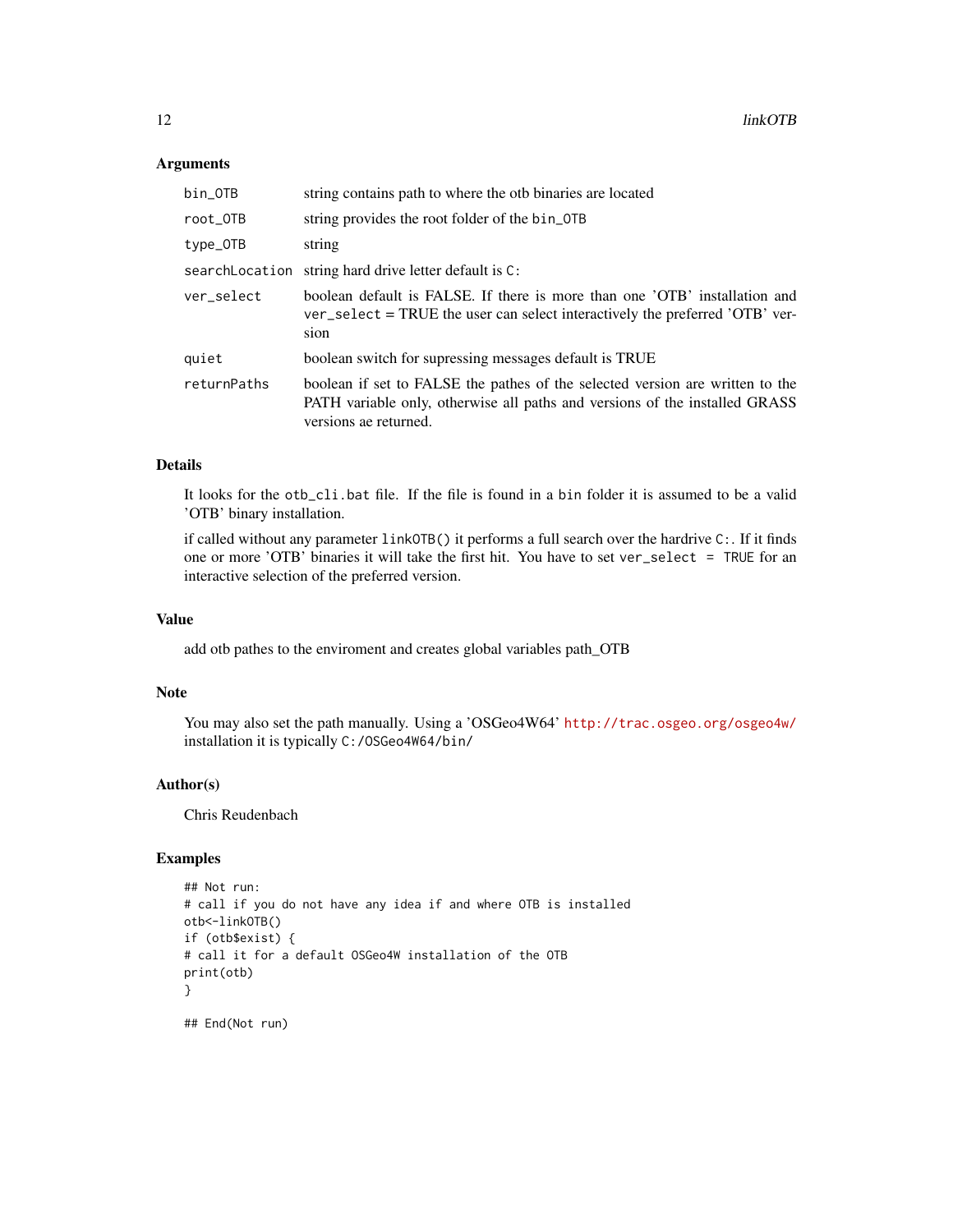## Arguments

| | |
|---|---|
| `bin_OTB` | string contains path to where the otb binaries are located |
| `root_OTB` | string provides the root folder of the `bin_OTB` |
| `type_OTB` | string |
| `searchLocation` | string hard drive letter default is `C:` |
| `ver_select` | boolean default is FALSE. If there is more than one 'OTB' installation and `ver_select` = TRUE the user can select interactively the preferred 'OTB' version |
| `quiet` | boolean switch for supressing messages default is TRUE |
| `returnPaths` | boolean if set to FALSE the pathes of the selected version are written to the PATH variable only, otherwise all paths and versions of the installed GRASS versions ae returned. |

## Details

It looks for the `otb_cli.bat` file. If the file is found in a `bin` folder it is assumed to be a valid 'OTB' binary installation.

if called without any parameter `linkOTB()` it performs a full search over the hardrive `C:`. If it finds one or more 'OTB' binaries it will take the first hit. You have to set `ver_select = TRUE` for an interactive selection of the preferred version.

## Value

add otb pathes to the enviroment and creates global variables path_OTB

## Note

You may also set the path manually. Using a 'OSGeo4W64' http://trac.osgeo.org/osgeo4w/ installation it is typically `C:/OSGeo4W64/bin/`

## Author(s)

Chris Reudenbach

## Examples

```
## Not run:
# call if you do not have any idea if and where OTB is installed
otb<-linkOTB()
if (otb$exist) {
# call it for a default OSGeo4W installation of the OTB
print(otb)
}

## End(Not run)
```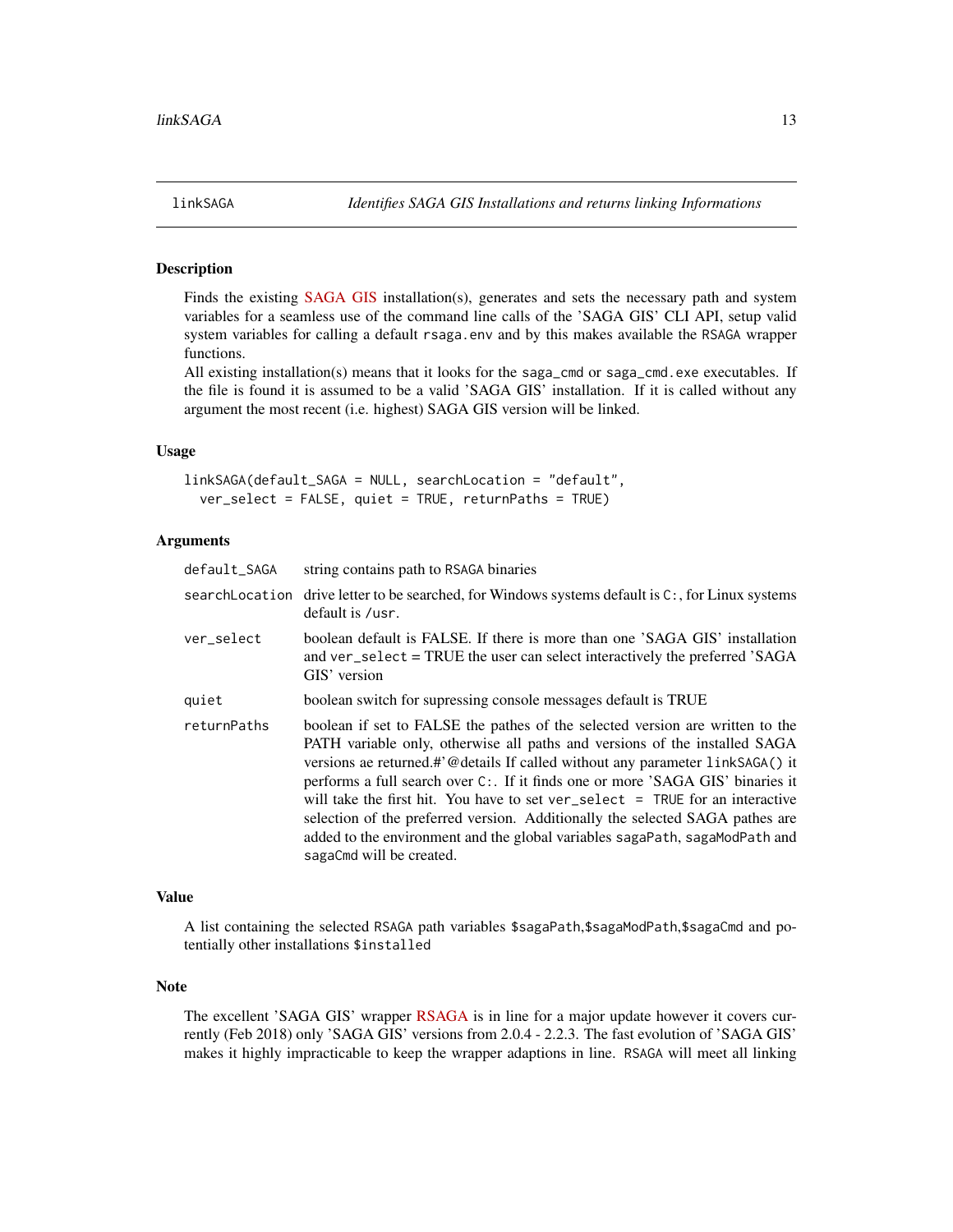## linkSAGA — *Identifies SAGA GIS Installations and returns linking Informations*

### Description

Finds the existing SAGA GIS installation(s), generates and sets the necessary path and system variables for a seamless use of the command line calls of the 'SAGA GIS' CLI API, setup valid system variables for calling a default `rsaga.env` and by this makes available the `RSAGA` wrapper functions.

All existing installation(s) means that it looks for the `saga_cmd` or `saga_cmd.exe` executables. If the file is found it is assumed to be a valid 'SAGA GIS' installation. If it is called without any argument the most recent (i.e. highest) SAGA GIS version will be linked.

### Usage

```
linkSAGA(default_SAGA = NULL, searchLocation = "default",
  ver_select = FALSE, quiet = TRUE, returnPaths = TRUE)
```

### Arguments

| | |
|---|---|
| `default_SAGA` | string contains path to `RSAGA` binaries |
| `searchLocation` | drive letter to be searched, for Windows systems default is `C:`, for Linux systems default is `/usr`. |
| `ver_select` | boolean default is FALSE. If there is more than one 'SAGA GIS' installation and `ver_select` = TRUE the user can select interactively the preferred 'SAGA GIS' version |
| `quiet` | boolean switch for supressing console messages default is TRUE |
| `returnPaths` | boolean if set to FALSE the pathes of the selected version are written to the PATH variable only, otherwise all paths and versions of the installed SAGA versions ae returned.#'@details If called without any parameter `linkSAGA()` it performs a full search over `C:`. If it finds one or more 'SAGA GIS' binaries it will take the first hit. You have to set `ver_select = TRUE` for an interactive selection of the preferred version. Additionally the selected SAGA pathes are added to the environment and the global variables `sagaPath`, `sagaModPath` and `sagaCmd` will be created. |

### Value

A list containing the selected `RSAGA` path variables `$sagaPath`,`$sagaModPath`,`$sagaCmd` and potentially other installations `$installed`

### Note

The excellent 'SAGA GIS' wrapper RSAGA is in line for a major update however it covers currently (Feb 2018) only 'SAGA GIS' versions from 2.0.4 - 2.2.3. The fast evolution of 'SAGA GIS' makes it highly impracticable to keep the wrapper adaptions in line. `RSAGA` will meet all linking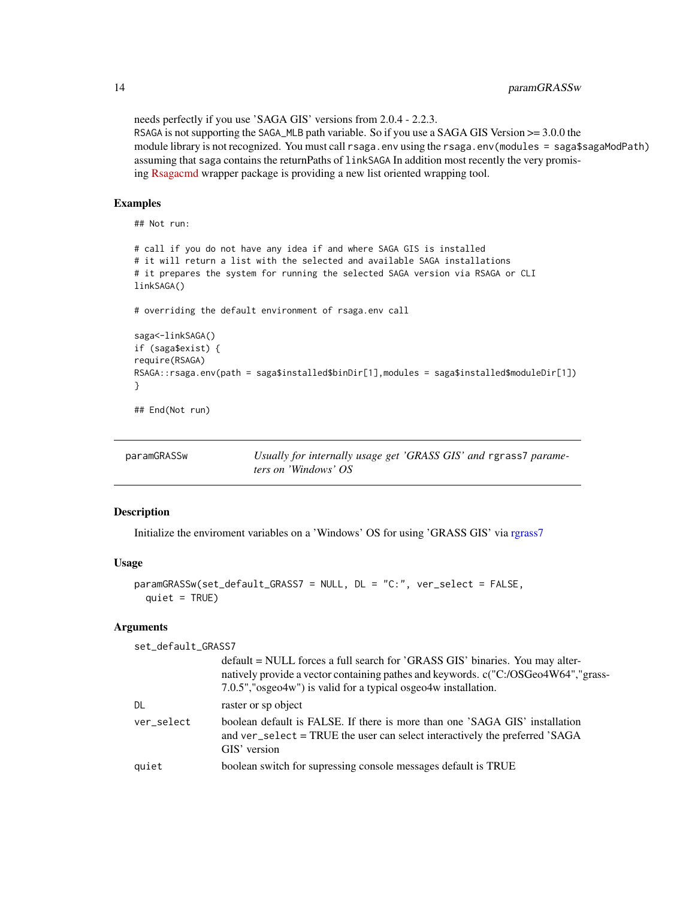needs perfectly if you use 'SAGA GIS' versions from 2.0.4 - 2.2.3.
RSAGA is not supporting the SAGA_MLB path variable. So if you use a SAGA GIS Version >= 3.0.0 the module library is not recognized. You must call rsaga.env using the rsaga.env(modules = saga$sagaModPath) assuming that saga contains the returnPaths of linkSAGA In addition most recently the very promising Rsagacmd wrapper package is providing a new list oriented wrapping tool.

### Examples

```
## Not run:

# call if you do not have any idea if and where SAGA GIS is installed
# it will return a list with the selected and available SAGA installations
# it prepares the system for running the selected SAGA version via RSAGA or CLI
linkSAGA()

# overriding the default environment of rsaga.env call

saga<-linkSAGA()
if (saga$exist) {
require(RSAGA)
RSAGA::rsaga.env(path = saga$installed$binDir[1],modules = saga$installed$moduleDir[1])
}

## End(Not run)
```

---

## paramGRASSw — *Usually for internally usage get 'GRASS GIS' and* rgrass7 *parameters on 'Windows' OS*

### Description

Initialize the enviroment variables on a 'Windows' OS for using 'GRASS GIS' via rgrass7

### Usage

```
paramGRASSw(set_default_GRASS7 = NULL, DL = "C:", ver_select = FALSE,
  quiet = TRUE)
```

### Arguments

| Argument | Description |
|---|---|
| set_default_GRASS7 | default = NULL forces a full search for 'GRASS GIS' binaries. You may alternatively provide a vector containing pathes and keywords. c("C:/OSGeo4W64","grass-7.0.5","osgeo4w") is valid for a typical osgeo4w installation. |
| DL | raster or sp object |
| ver_select | boolean default is FALSE. If there is more than one 'SAGA GIS' installation and ver_select = TRUE the user can select interactively the preferred 'SAGA GIS' version |
| quiet | boolean switch for supressing console messages default is TRUE |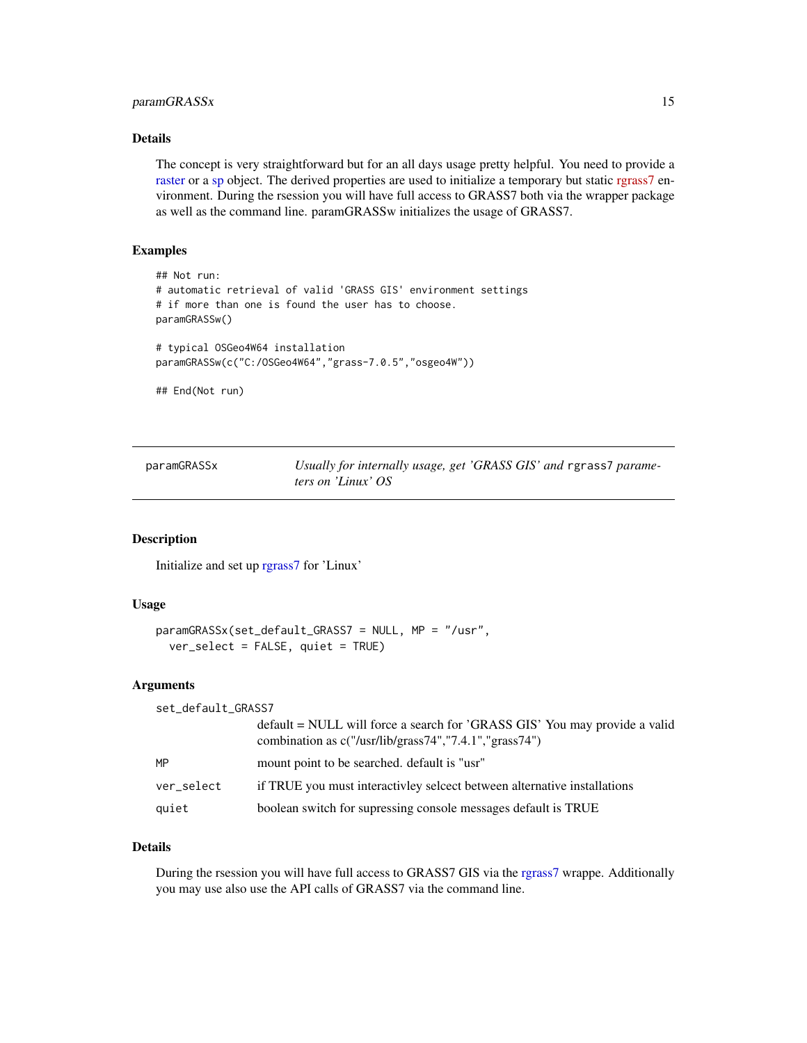### Details

The concept is very straightforward but for an all days usage pretty helpful. You need to provide a raster or a sp object. The derived properties are used to initialize a temporary but static rgrass7 environment. During the rsession you will have full access to GRASS7 both via the wrapper package as well as the command line. paramGRASSw initializes the usage of GRASS7.

### Examples

```
## Not run:
# automatic retrieval of valid 'GRASS GIS' environment settings
# if more than one is found the user has to choose.
paramGRASSw()

# typical OSGeo4W64 installation
paramGRASSw(c("C:/OSGeo4W64","grass-7.0.5","osgeo4W"))

## End(Not run)
```

---

## paramGRASSx — *Usually for internally usage, get 'GRASS GIS' and* `rgrass7` *parameters on 'Linux' OS*

### Description

Initialize and set up rgrass7 for 'Linux'

### Usage

```
paramGRASSx(set_default_GRASS7 = NULL, MP = "/usr",
  ver_select = FALSE, quiet = TRUE)
```

### Arguments

| | |
|---|---|
| `set_default_GRASS7` | default = NULL will force a search for 'GRASS GIS' You may provide a valid combination as c("/usr/lib/grass74","7.4.1","grass74") |
| `MP` | mount point to be searched. default is "usr" |
| `ver_select` | if TRUE you must interactivley selcect between alternative installations |
| `quiet` | boolean switch for supressing console messages default is TRUE |

### Details

During the rsession you will have full access to GRASS7 GIS via the rgrass7 wrappe. Additionally you may use also use the API calls of GRASS7 via the command line.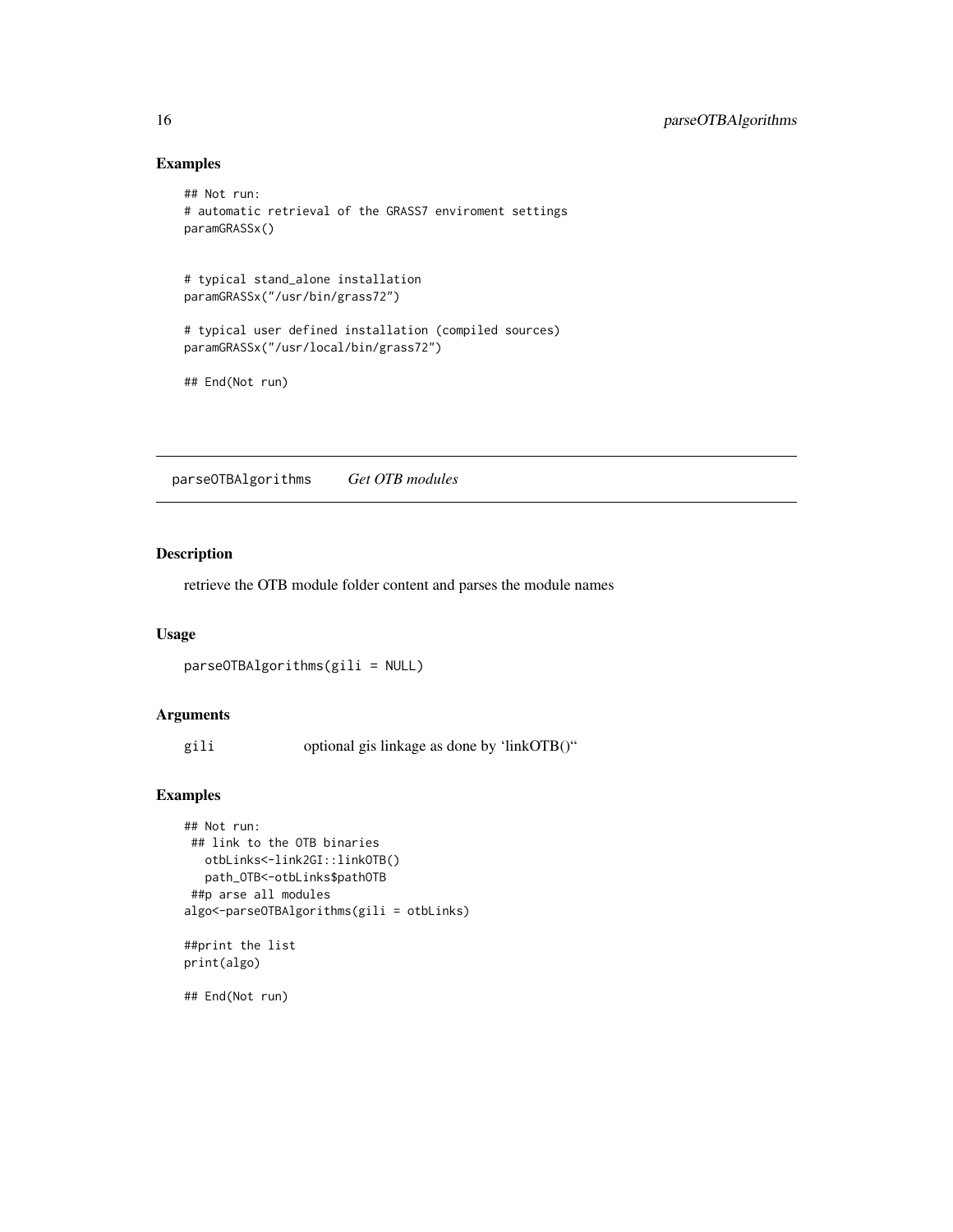## Examples

```
## Not run:
# automatic retrieval of the GRASS7 enviroment settings
paramGRASSx()


# typical stand_alone installation
paramGRASSx("/usr/bin/grass72")

# typical user defined installation (compiled sources)
paramGRASSx("/usr/local/bin/grass72")

## End(Not run)
```

---

## parseOTBAlgorithms *Get OTB modules*

---

### Description

retrieve the OTB module folder content and parses the module names

### Usage

```
parseOTBAlgorithms(gili = NULL)
```

### Arguments

| | |
|---|---|
| gili | optional gis linkage as done by 'linkOTB()" |

### Examples

```
## Not run:
 ## link to the OTB binaries
   otbLinks<-link2GI::linkOTB()
   path_OTB<-otbLinks$pathOTB
 ##p arse all modules
algo<-parseOTBAlgorithms(gili = otbLinks)

##print the list
print(algo)

## End(Not run)
```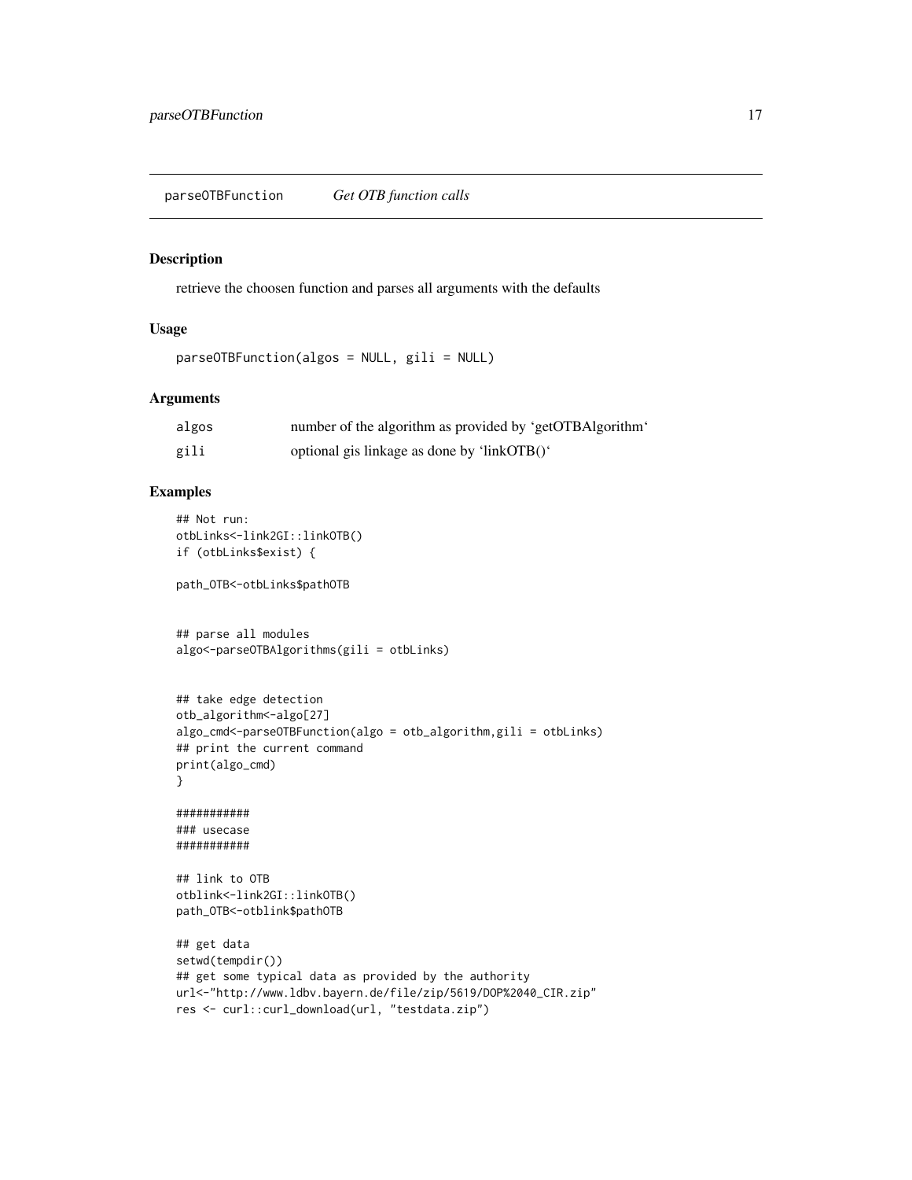## parseOTBFunction *Get OTB function calls*

### Description

retrieve the choosen function and parses all arguments with the defaults

### Usage

```
parseOTBFunction(algos = NULL, gili = NULL)
```

### Arguments

| | |
|---|---|
| algos | number of the algorithm as provided by 'getOTBAlgorithm' |
| gili | optional gis linkage as done by 'linkOTB()' |

### Examples

```
## Not run:
otbLinks<-link2GI::linkOTB()
if (otbLinks$exist) {

path_OTB<-otbLinks$pathOTB


## parse all modules
algo<-parseOTBAlgorithms(gili = otbLinks)


## take edge detection
otb_algorithm<-algo[27]
algo_cmd<-parseOTBFunction(algo = otb_algorithm,gili = otbLinks)
## print the current command
print(algo_cmd)
}

###########
### usecase
###########

## link to OTB
otblink<-link2GI::linkOTB()
path_OTB<-otblink$pathOTB

## get data
setwd(tempdir())
## get some typical data as provided by the authority
url<-"http://www.ldbv.bayern.de/file/zip/5619/DOP%2040_CIR.zip"
res <- curl::curl_download(url, "testdata.zip")
```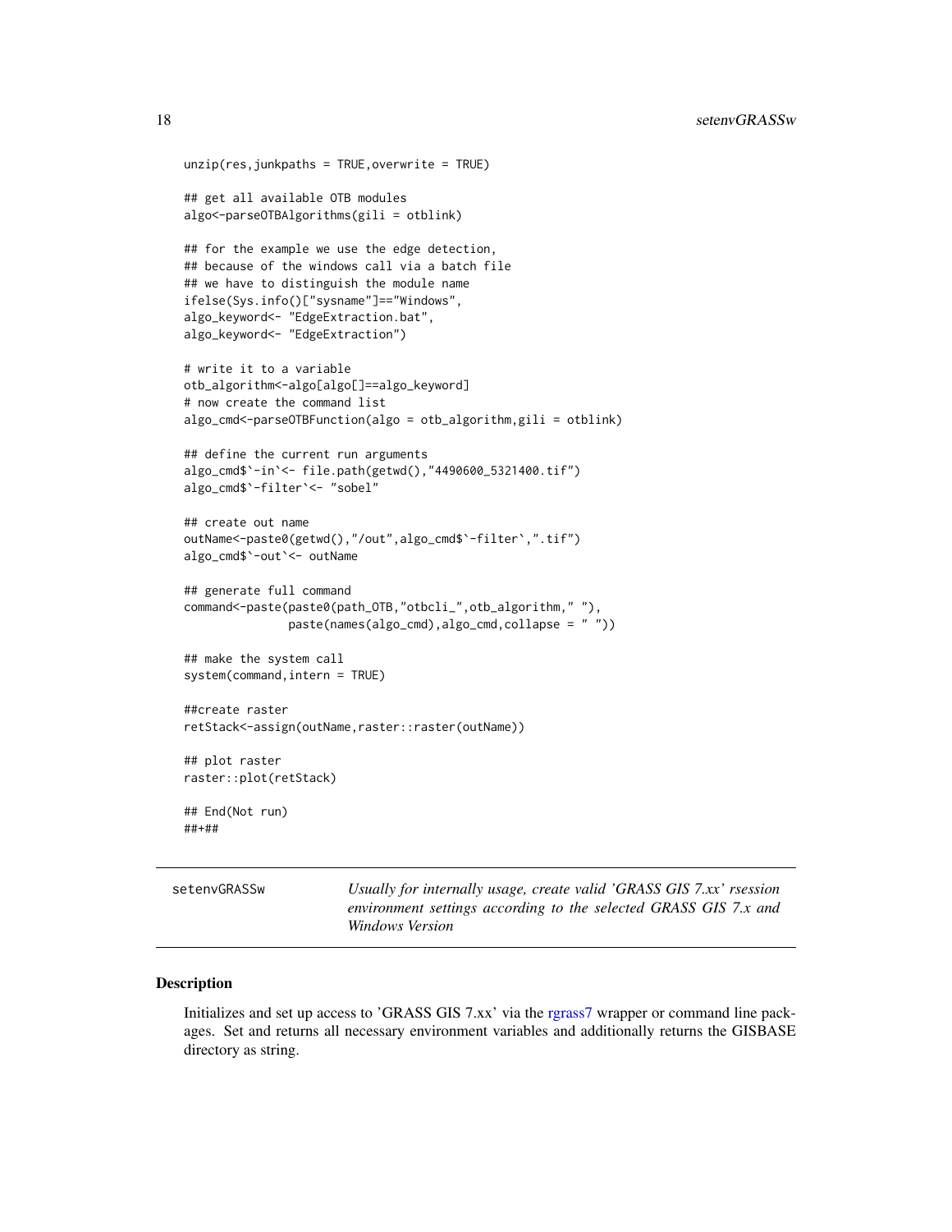```
unzip(res,junkpaths = TRUE,overwrite = TRUE)

## get all available OTB modules
algo<-parseOTBAlgorithms(gili = otblink)

## for the example we use the edge detection,
## because of the windows call via a batch file
## we have to distinguish the module name
ifelse(Sys.info()["sysname"]=="Windows",
algo_keyword<- "EdgeExtraction.bat",
algo_keyword<- "EdgeExtraction")

# write it to a variable
otb_algorithm<-algo[algo[]==algo_keyword]
# now create the command list
algo_cmd<-parseOTBFunction(algo = otb_algorithm,gili = otblink)

## define the current run arguments
algo_cmd$`-in`<- file.path(getwd(),"4490600_5321400.tif")
algo_cmd$`-filter`<- "sobel"

## create out name
outName<-paste0(getwd(),"/out",algo_cmd$`-filter`,".tif")
algo_cmd$`-out`<- outName

## generate full command
command<-paste(paste0(path_OTB,"otbcli_",otb_algorithm," "),
               paste(names(algo_cmd),algo_cmd,collapse = " "))

## make the system call
system(command,intern = TRUE)

##create raster
retStack<-assign(outName,raster::raster(outName))

## plot raster
raster::plot(retStack)

## End(Not run)
##+##
```

---

setenvGRASSw — *Usually for internally usage, create valid 'GRASS GIS 7.xx' rsession environment settings according to the selected GRASS GIS 7.x and Windows Version*

---

### Description

Initializes and set up access to 'GRASS GIS 7.xx' via the rgrass7 wrapper or command line packages. Set and returns all necessary environment variables and additionally returns the GISBASE directory as string.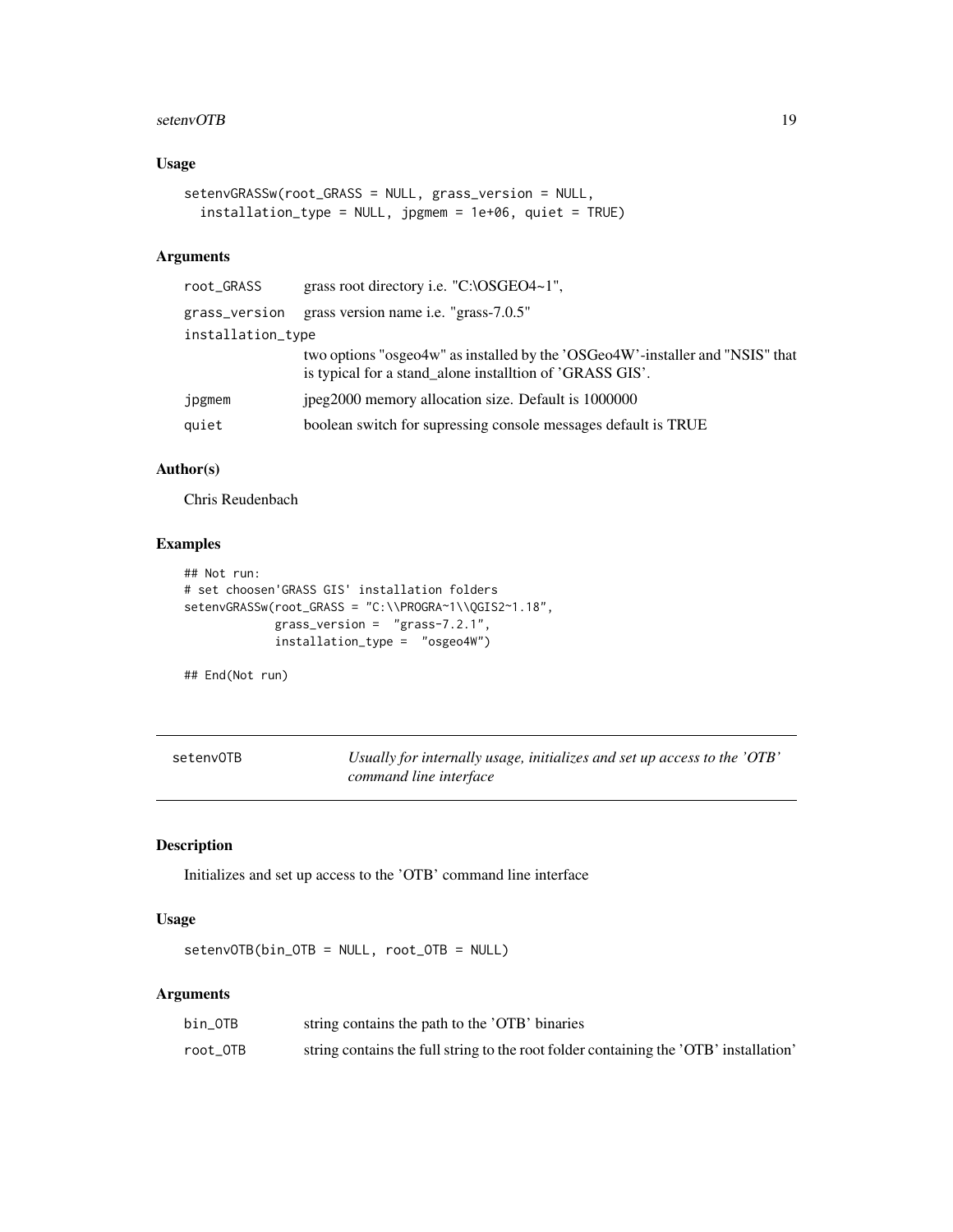### Usage

```
setenvGRASSw(root_GRASS = NULL, grass_version = NULL,
  installation_type = NULL, jpgmem = 1e+06, quiet = TRUE)
```

### Arguments

| | |
|---|---|
| root_GRASS | grass root directory i.e. "C:\OSGEO4~1", |
| grass_version | grass version name i.e. "grass-7.0.5" |
| installation_type | two options "osgeo4w" as installed by the 'OSGeo4W'-installer and "NSIS" that is typical for a stand_alone installtion of 'GRASS GIS'. |
| jpgmem | jpeg2000 memory allocation size. Default is 1000000 |
| quiet | boolean switch for supressing console messages default is TRUE |

### Author(s)

Chris Reudenbach

### Examples

```
## Not run:
# set choosen'GRASS GIS' installation folders
setenvGRASSw(root_GRASS = "C:\\PROGRA~1\\QGIS2~1.18",
             grass_version =  "grass-7.2.1",
             installation_type =  "osgeo4W")

## End(Not run)
```

---

## setenvOTB — *Usually for internally usage, initializes and set up access to the 'OTB' command line interface*

---

### Description

Initializes and set up access to the 'OTB' command line interface

### Usage

```
setenvOTB(bin_OTB = NULL, root_OTB = NULL)
```

### Arguments

| | |
|---|---|
| bin_OTB | string contains the path to the 'OTB' binaries |
| root_OTB | string contains the full string to the root folder containing the 'OTB' installation' |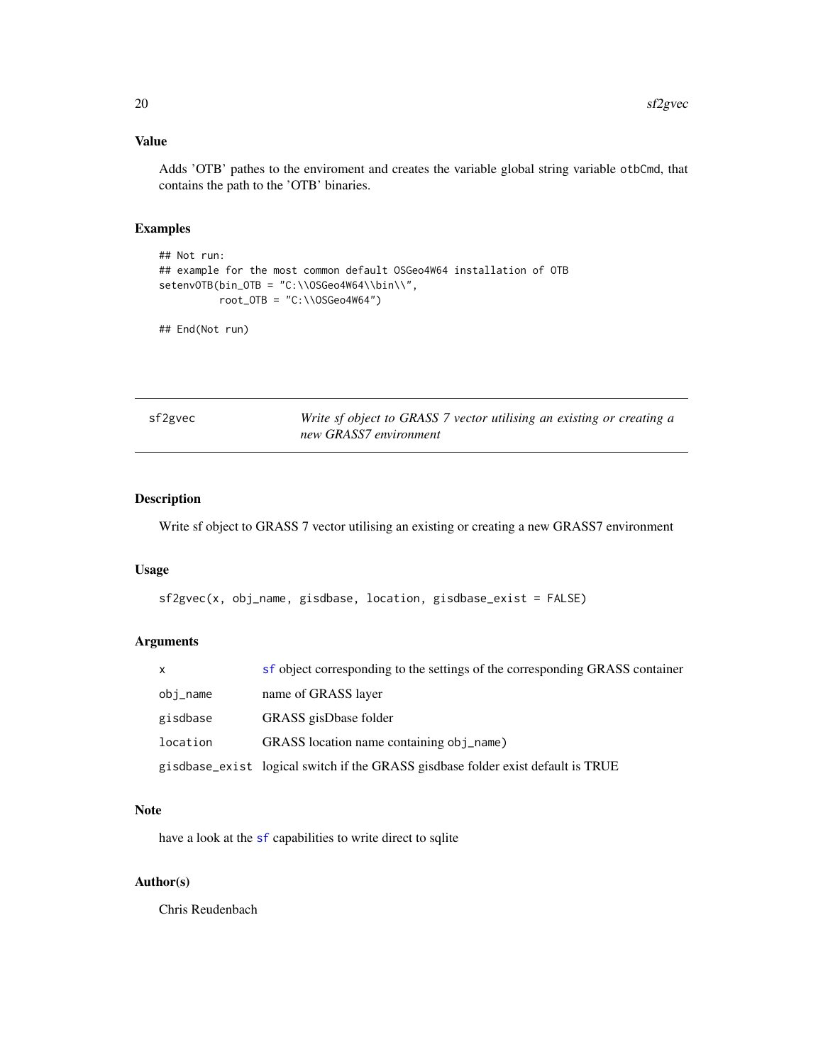## Value

Adds 'OTB' pathes to the enviroment and creates the variable global string variable otbCmd, that contains the path to the 'OTB' binaries.

## Examples

```
## Not run:
## example for the most common default OSGeo4W64 installation of OTB
setenvOTB(bin_OTB = "C:\\OSGeo4W64\\bin\\",
          root_OTB = "C:\\OSGeo4W64")

## End(Not run)
```

---

# sf2gvec

*Write sf object to GRASS 7 vector utilising an existing or creating a new GRASS7 environment*

## Description

Write sf object to GRASS 7 vector utilising an existing or creating a new GRASS7 environment

## Usage

```
sf2gvec(x, obj_name, gisdbase, location, gisdbase_exist = FALSE)
```

## Arguments

| | |
|---|---|
| x | sf object corresponding to the settings of the corresponding GRASS container |
| obj_name | name of GRASS layer |
| gisdbase | GRASS gisDbase folder |
| location | GRASS location name containing obj_name) |
| gisdbase_exist | logical switch if the GRASS gisdbase folder exist default is TRUE |

## Note

have a look at the sf capabilities to write direct to sqlite

## Author(s)

Chris Reudenbach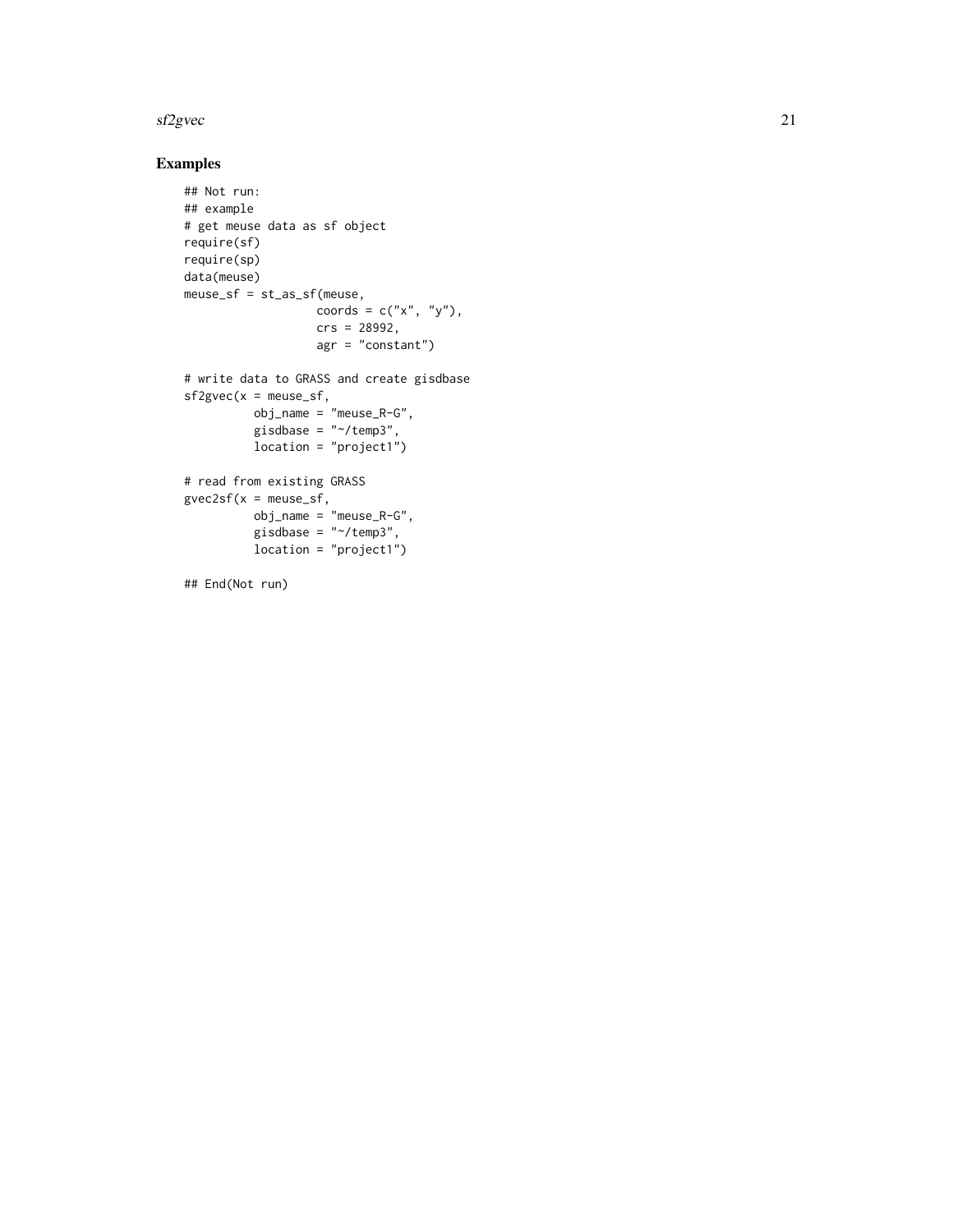## Examples

```
## Not run:
## example
# get meuse data as sf object
require(sf)
require(sp)
data(meuse)
meuse_sf = st_as_sf(meuse,
                   coords = c("x", "y"),
                   crs = 28992,
                   agr = "constant")

# write data to GRASS and create gisdbase
sf2gvec(x = meuse_sf,
          obj_name = "meuse_R-G",
          gisdbase = "~/temp3",
          location = "project1")

# read from existing GRASS
gvec2sf(x = meuse_sf,
          obj_name = "meuse_R-G",
          gisdbase = "~/temp3",
          location = "project1")

## End(Not run)
```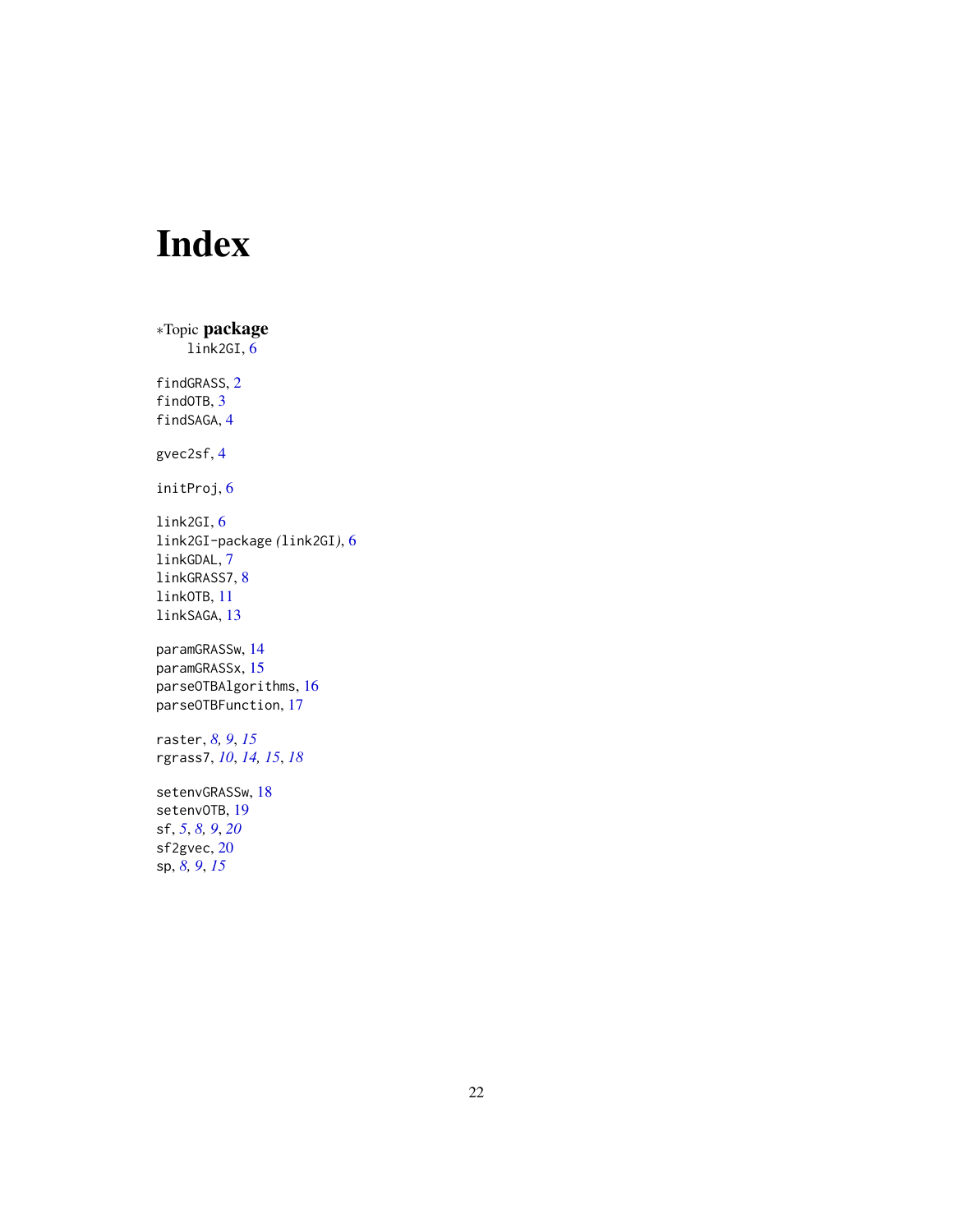# Index

*Topic **package**
    link2GI, 6

findGRASS, 2
findOTB, 3
findSAGA, 4

gvec2sf, 4

initProj, 6

link2GI, 6
link2GI-package *(*link2GI*)*, 6
linkGDAL, 7
linkGRASS7, 8
linkOTB, 11
linkSAGA, 13

paramGRASSw, 14
paramGRASSx, 15
parseOTBAlgorithms, 16
parseOTBFunction, 17

raster, *8, 9*, *15*
rgrass7, *10*, *14, 15*, *18*

setenvGRASSw, 18
setenvOTB, 19
sf, *5*, *8, 9*, *20*
sf2gvec, 20
sp, *8, 9*, *15*